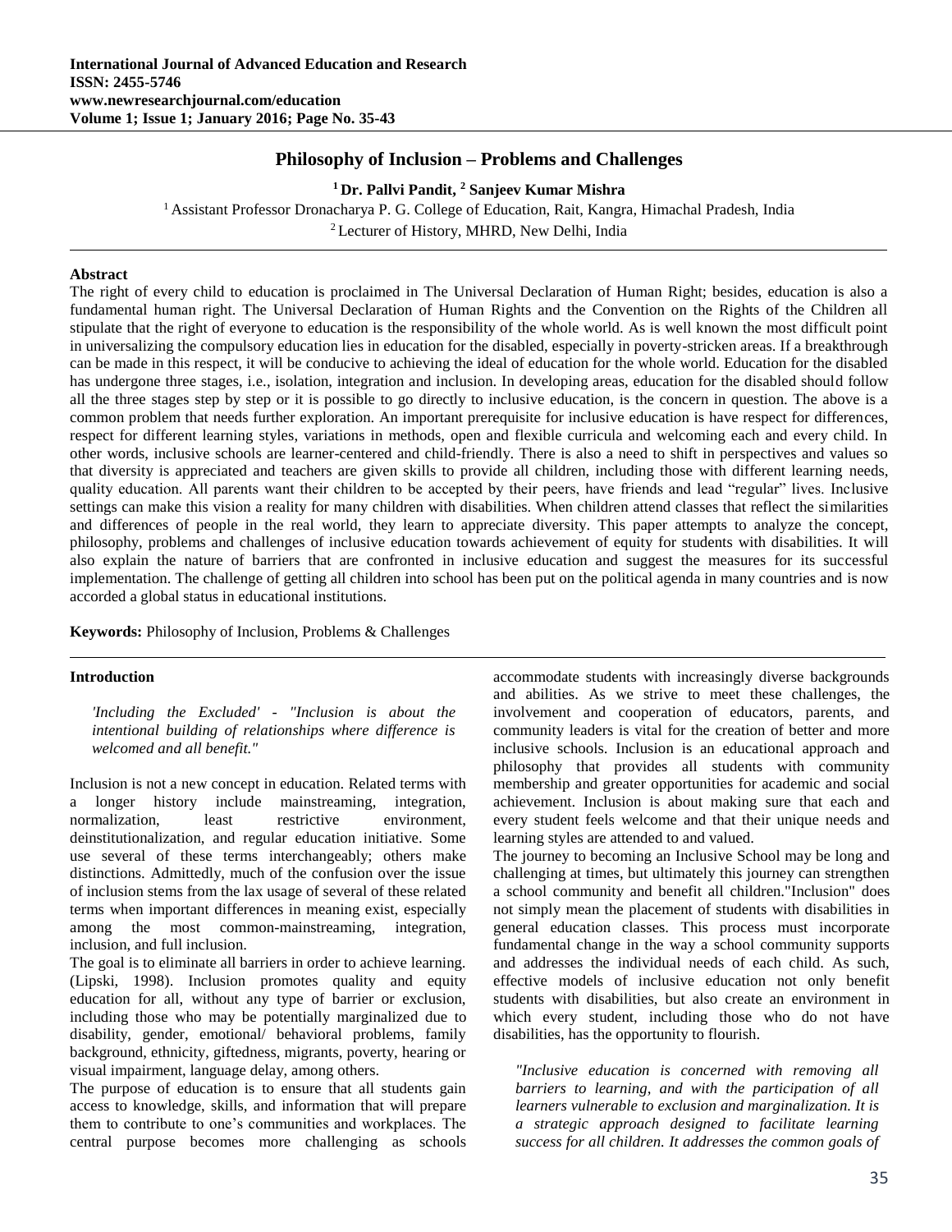# Philosophy of Inclusion – Problems and Challenges

**[1] Dr. Pallvi Pandit, [2] Sanjeev Kumar Mishra**

[1] Assistant Professor Dronacharya P. G. College of Education, Rait, Kangra, Himachal Pradesh, India

[2] Lecturer of History, MHRD, New Delhi, India

## Abstract

The right of every child to education is proclaimed in The Universal Declaration of Human Right; besides, education is also a fundamental human right. The Universal Declaration of Human Rights and the Convention on the Rights of the Children all stipulate that the right of everyone to education is the responsibility of the whole world. As is well known the most difficult point in universalizing the compulsory education lies in education for the disabled, especially in poverty-stricken areas. If a breakthrough can be made in this respect, it will be conducive to achieving the ideal of education for the whole world. Education for the disabled has undergone three stages, i.e., isolation, integration and inclusion. In developing areas, education for the disabled should follow all the three stages step by step or it is possible to go directly to inclusive education, is the concern in question. The above is a common problem that needs further exploration. An important prerequisite for inclusive education is have respect for differences, respect for different learning styles, variations in methods, open and flexible curricula and welcoming each and every child. In other words, inclusive schools are learner-centered and child-friendly. There is also a need to shift in perspectives and values so that diversity is appreciated and teachers are given skills to provide all children, including those with different learning needs, quality education. All parents want their children to be accepted by their peers, have friends and lead "regular" lives. Inclusive settings can make this vision a reality for many children with disabilities. When children attend classes that reflect the similarities and differences of people in the real world, they learn to appreciate diversity. This paper attempts to analyze the concept, philosophy, problems and challenges of inclusive education towards achievement of equity for students with disabilities. It will also explain the nature of barriers that are confronted in inclusive education and suggest the measures for its successful implementation. The challenge of getting all children into school has been put on the political agenda in many countries and is now accorded a global status in educational institutions.

**Keywords:** Philosophy of Inclusion, Problems & Challenges

## Introduction

> *'Including the Excluded' - "Inclusion is about the intentional building of relationships where difference is welcomed and all benefit."*

Inclusion is not a new concept in education. Related terms with a longer history include mainstreaming, integration, normalization, least restrictive environment, deinstitutionalization, and regular education initiative. Some use several of these terms interchangeably; others make distinctions. Admittedly, much of the confusion over the issue of inclusion stems from the lax usage of several of these related terms when important differences in meaning exist, especially among the most common-mainstreaming, integration, inclusion, and full inclusion.

The goal is to eliminate all barriers in order to achieve learning. (Lipski, 1998). Inclusion promotes quality and equity education for all, without any type of barrier or exclusion, including those who may be potentially marginalized due to disability, gender, emotional/ behavioral problems, family background, ethnicity, giftedness, migrants, poverty, hearing or visual impairment, language delay, among others.

The purpose of education is to ensure that all students gain access to knowledge, skills, and information that will prepare them to contribute to one's communities and workplaces. The central purpose becomes more challenging as schools accommodate students with increasingly diverse backgrounds and abilities. As we strive to meet these challenges, the involvement and cooperation of educators, parents, and community leaders is vital for the creation of better and more inclusive schools. Inclusion is an educational approach and philosophy that provides all students with community membership and greater opportunities for academic and social achievement. Inclusion is about making sure that each and every student feels welcome and that their unique needs and learning styles are attended to and valued.

The journey to becoming an Inclusive School may be long and challenging at times, but ultimately this journey can strengthen a school community and benefit all children."Inclusion" does not simply mean the placement of students with disabilities in general education classes. This process must incorporate fundamental change in the way a school community supports and addresses the individual needs of each child. As such, effective models of inclusive education not only benefit students with disabilities, but also create an environment in which every student, including those who do not have disabilities, has the opportunity to flourish.

> *"Inclusive education is concerned with removing all barriers to learning, and with the participation of all learners vulnerable to exclusion and marginalization. It is a strategic approach designed to facilitate learning success for all children. It addresses the common goals of*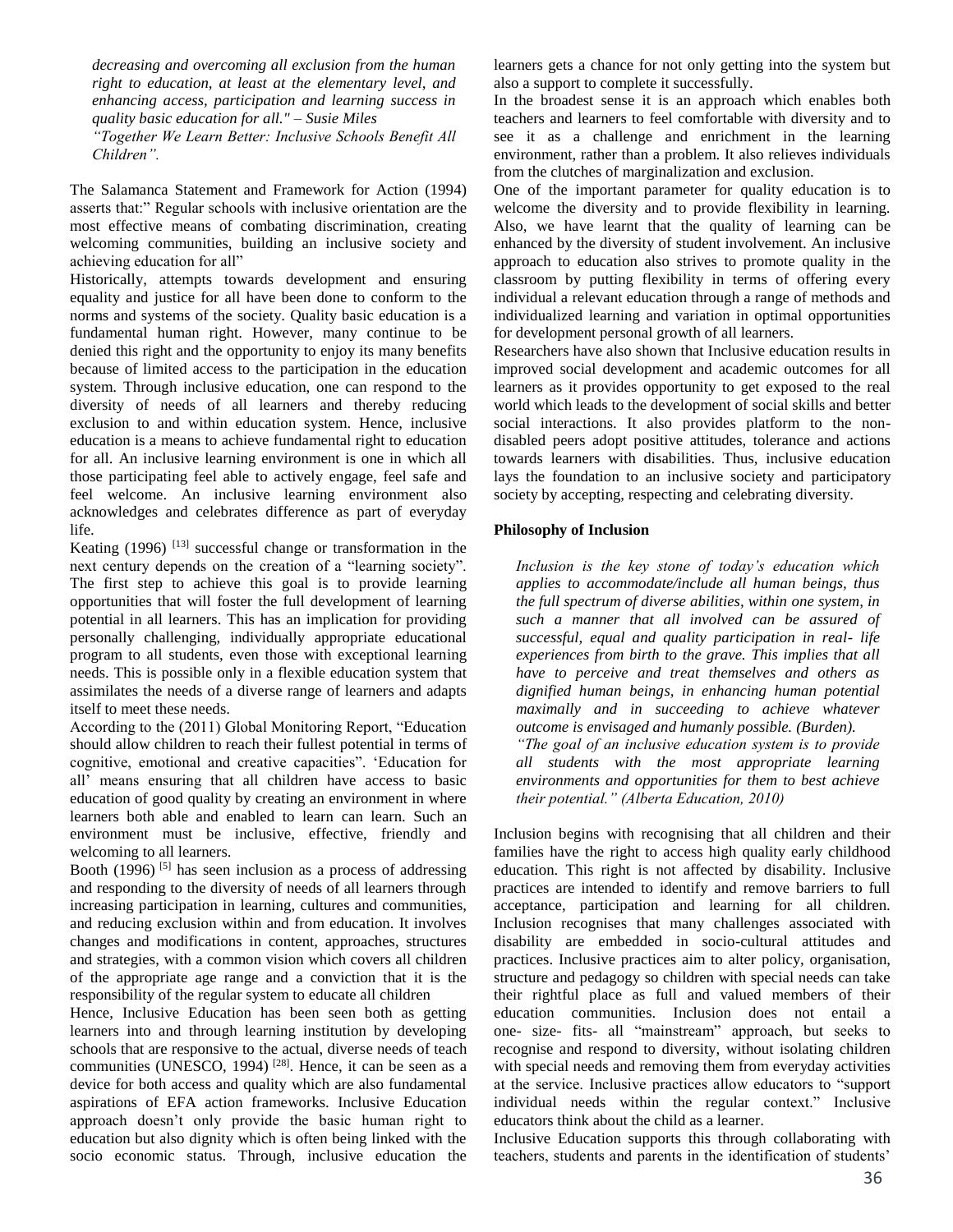*decreasing and overcoming all exclusion from the human right to education, at least at the elementary level, and enhancing access, participation and learning success in quality basic education for all." – Susie Miles*
*"Together We Learn Better: Inclusive Schools Benefit All Children".*

The Salamanca Statement and Framework for Action (1994) asserts that:" Regular schools with inclusive orientation are the most effective means of combating discrimination, creating welcoming communities, building an inclusive society and achieving education for all"

Historically, attempts towards development and ensuring equality and justice for all have been done to conform to the norms and systems of the society. Quality basic education is a fundamental human right. However, many continue to be denied this right and the opportunity to enjoy its many benefits because of limited access to the participation in the education system. Through inclusive education, one can respond to the diversity of needs of all learners and thereby reducing exclusion to and within education system. Hence, inclusive education is a means to achieve fundamental right to education for all. An inclusive learning environment is one in which all those participating feel able to actively engage, feel safe and feel welcome. An inclusive learning environment also acknowledges and celebrates difference as part of everyday life.

Keating (1996) [13] successful change or transformation in the next century depends on the creation of a "learning society". The first step to achieve this goal is to provide learning opportunities that will foster the full development of learning potential in all learners. This has an implication for providing personally challenging, individually appropriate educational program to all students, even those with exceptional learning needs. This is possible only in a flexible education system that assimilates the needs of a diverse range of learners and adapts itself to meet these needs.

According to the (2011) Global Monitoring Report, "Education should allow children to reach their fullest potential in terms of cognitive, emotional and creative capacities". 'Education for all' means ensuring that all children have access to basic education of good quality by creating an environment in where learners both able and enabled to learn can learn. Such an environment must be inclusive, effective, friendly and welcoming to all learners.

Booth (1996) [5] has seen inclusion as a process of addressing and responding to the diversity of needs of all learners through increasing participation in learning, cultures and communities, and reducing exclusion within and from education. It involves changes and modifications in content, approaches, structures and strategies, with a common vision which covers all children of the appropriate age range and a conviction that it is the responsibility of the regular system to educate all children

Hence, Inclusive Education has been seen both as getting learners into and through learning institution by developing schools that are responsive to the actual, diverse needs of teach communities (UNESCO, 1994) [28]. Hence, it can be seen as a device for both access and quality which are also fundamental aspirations of EFA action frameworks. Inclusive Education approach doesn't only provide the basic human right to education but also dignity which is often being linked with the socio economic status. Through, inclusive education the learners gets a chance for not only getting into the system but also a support to complete it successfully.

In the broadest sense it is an approach which enables both teachers and learners to feel comfortable with diversity and to see it as a challenge and enrichment in the learning environment, rather than a problem. It also relieves individuals from the clutches of marginalization and exclusion.

One of the important parameter for quality education is to welcome the diversity and to provide flexibility in learning. Also, we have learnt that the quality of learning can be enhanced by the diversity of student involvement. An inclusive approach to education also strives to promote quality in the classroom by putting flexibility in terms of offering every individual a relevant education through a range of methods and individualized learning and variation in optimal opportunities for development personal growth of all learners.

Researchers have also shown that Inclusive education results in improved social development and academic outcomes for all learners as it provides opportunity to get exposed to the real world which leads to the development of social skills and better social interactions. It also provides platform to the non-disabled peers adopt positive attitudes, tolerance and actions towards learners with disabilities. Thus, inclusive education lays the foundation to an inclusive society and participatory society by accepting, respecting and celebrating diversity.

**Philosophy of Inclusion**

*Inclusion is the key stone of today's education which applies to accommodate/include all human beings, thus the full spectrum of diverse abilities, within one system, in such a manner that all involved can be assured of successful, equal and quality participation in real- life experiences from birth to the grave. This implies that all have to perceive and treat themselves and others as dignified human beings, in enhancing human potential maximally and in succeeding to achieve whatever outcome is envisaged and humanly possible. (Burden).*
*"The goal of an inclusive education system is to provide all students with the most appropriate learning environments and opportunities for them to best achieve their potential." (Alberta Education, 2010)*

Inclusion begins with recognising that all children and their families have the right to access high quality early childhood education. This right is not affected by disability. Inclusive practices are intended to identify and remove barriers to full acceptance, participation and learning for all children. Inclusion recognises that many challenges associated with disability are embedded in socio-cultural attitudes and practices. Inclusive practices aim to alter policy, organisation, structure and pedagogy so children with special needs can take their rightful place as full and valued members of their education communities. Inclusion does not entail a one- size- fits- all "mainstream" approach, but seeks to recognise and respond to diversity, without isolating children with special needs and removing them from everyday activities at the service. Inclusive practices allow educators to "support individual needs within the regular context." Inclusive educators think about the child as a learner.

Inclusive Education supports this through collaborating with teachers, students and parents in the identification of students'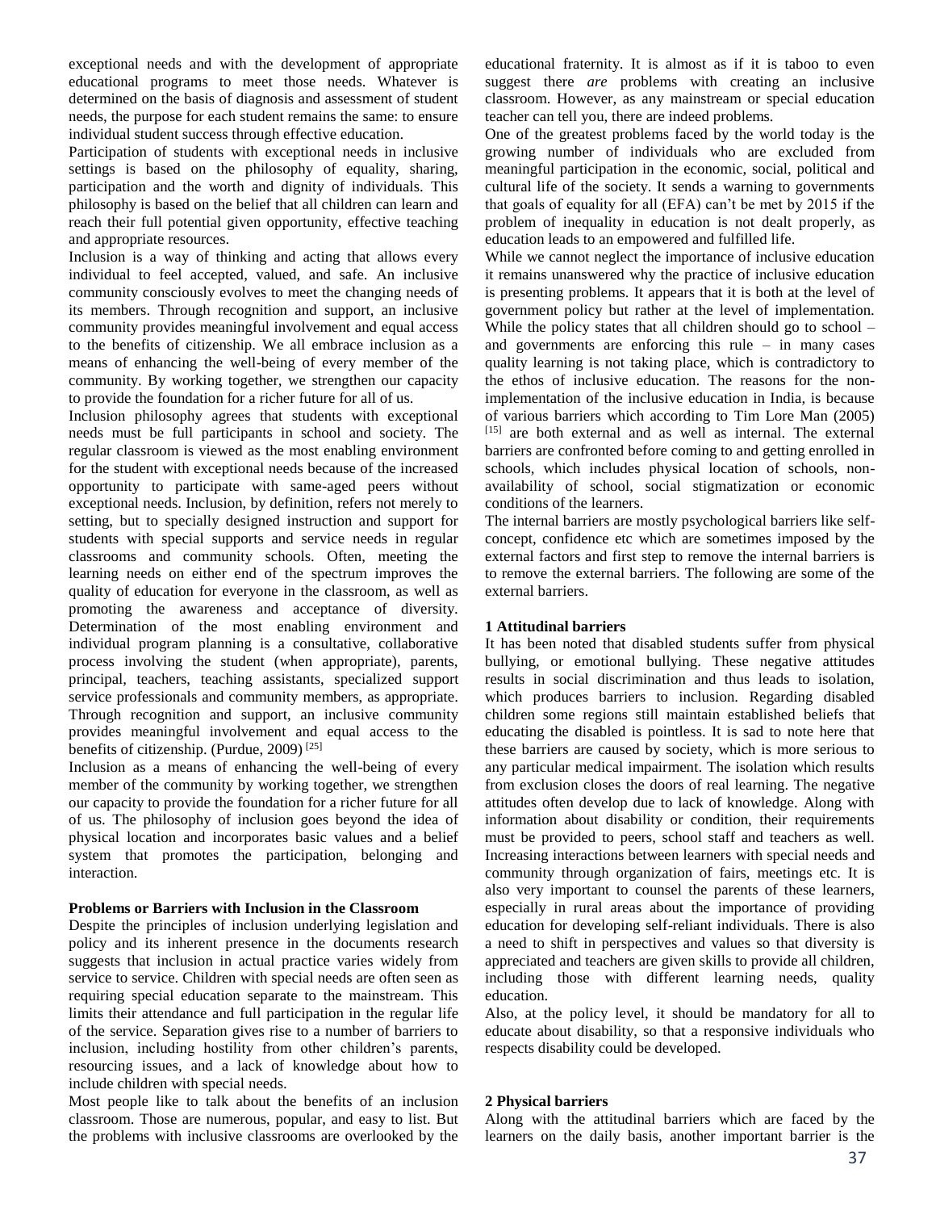exceptional needs and with the development of appropriate educational programs to meet those needs. Whatever is determined on the basis of diagnosis and assessment of student needs, the purpose for each student remains the same: to ensure individual student success through effective education.

Participation of students with exceptional needs in inclusive settings is based on the philosophy of equality, sharing, participation and the worth and dignity of individuals. This philosophy is based on the belief that all children can learn and reach their full potential given opportunity, effective teaching and appropriate resources.

Inclusion is a way of thinking and acting that allows every individual to feel accepted, valued, and safe. An inclusive community consciously evolves to meet the changing needs of its members. Through recognition and support, an inclusive community provides meaningful involvement and equal access to the benefits of citizenship. We all embrace inclusion as a means of enhancing the well-being of every member of the community. By working together, we strengthen our capacity to provide the foundation for a richer future for all of us.

Inclusion philosophy agrees that students with exceptional needs must be full participants in school and society. The regular classroom is viewed as the most enabling environment for the student with exceptional needs because of the increased opportunity to participate with same-aged peers without exceptional needs. Inclusion, by definition, refers not merely to setting, but to specially designed instruction and support for students with special supports and service needs in regular classrooms and community schools. Often, meeting the learning needs on either end of the spectrum improves the quality of education for everyone in the classroom, as well as promoting the awareness and acceptance of diversity. Determination of the most enabling environment and individual program planning is a consultative, collaborative process involving the student (when appropriate), parents, principal, teachers, teaching assistants, specialized support service professionals and community members, as appropriate. Through recognition and support, an inclusive community provides meaningful involvement and equal access to the benefits of citizenship. (Purdue, 2009) [25]

Inclusion as a means of enhancing the well-being of every member of the community by working together, we strengthen our capacity to provide the foundation for a richer future for all of us. The philosophy of inclusion goes beyond the idea of physical location and incorporates basic values and a belief system that promotes the participation, belonging and interaction.

**Problems or Barriers with Inclusion in the Classroom**

Despite the principles of inclusion underlying legislation and policy and its inherent presence in the documents research suggests that inclusion in actual practice varies widely from service to service. Children with special needs are often seen as requiring special education separate to the mainstream. This limits their attendance and full participation in the regular life of the service. Separation gives rise to a number of barriers to inclusion, including hostility from other children's parents, resourcing issues, and a lack of knowledge about how to include children with special needs.

Most people like to talk about the benefits of an inclusion classroom. Those are numerous, popular, and easy to list. But the problems with inclusive classrooms are overlooked by the educational fraternity. It is almost as if it is taboo to even suggest there *are* problems with creating an inclusive classroom. However, as any mainstream or special education teacher can tell you, there are indeed problems.

One of the greatest problems faced by the world today is the growing number of individuals who are excluded from meaningful participation in the economic, social, political and cultural life of the society. It sends a warning to governments that goals of equality for all (EFA) can't be met by 2015 if the problem of inequality in education is not dealt properly, as education leads to an empowered and fulfilled life.

While we cannot neglect the importance of inclusive education it remains unanswered why the practice of inclusive education is presenting problems. It appears that it is both at the level of government policy but rather at the level of implementation. While the policy states that all children should go to school – and governments are enforcing this rule – in many cases quality learning is not taking place, which is contradictory to the ethos of inclusive education. The reasons for the non-implementation of the inclusive education in India, is because of various barriers which according to Tim Lore Man (2005) [15] are both external and as well as internal. The external barriers are confronted before coming to and getting enrolled in schools, which includes physical location of schools, non-availability of school, social stigmatization or economic conditions of the learners.

The internal barriers are mostly psychological barriers like self-concept, confidence etc which are sometimes imposed by the external factors and first step to remove the internal barriers is to remove the external barriers. The following are some of the external barriers.

**1 Attitudinal barriers**

It has been noted that disabled students suffer from physical bullying, or emotional bullying. These negative attitudes results in social discrimination and thus leads to isolation, which produces barriers to inclusion. Regarding disabled children some regions still maintain established beliefs that educating the disabled is pointless. It is sad to note here that these barriers are caused by society, which is more serious to any particular medical impairment. The isolation which results from exclusion closes the doors of real learning. The negative attitudes often develop due to lack of knowledge. Along with information about disability or condition, their requirements must be provided to peers, school staff and teachers as well. Increasing interactions between learners with special needs and community through organization of fairs, meetings etc. It is also very important to counsel the parents of these learners, especially in rural areas about the importance of providing education for developing self-reliant individuals. There is also a need to shift in perspectives and values so that diversity is appreciated and teachers are given skills to provide all children, including those with different learning needs, quality education.

Also, at the policy level, it should be mandatory for all to educate about disability, so that a responsive individuals who respects disability could be developed.

**2 Physical barriers**

Along with the attitudinal barriers which are faced by the learners on the daily basis, another important barrier is the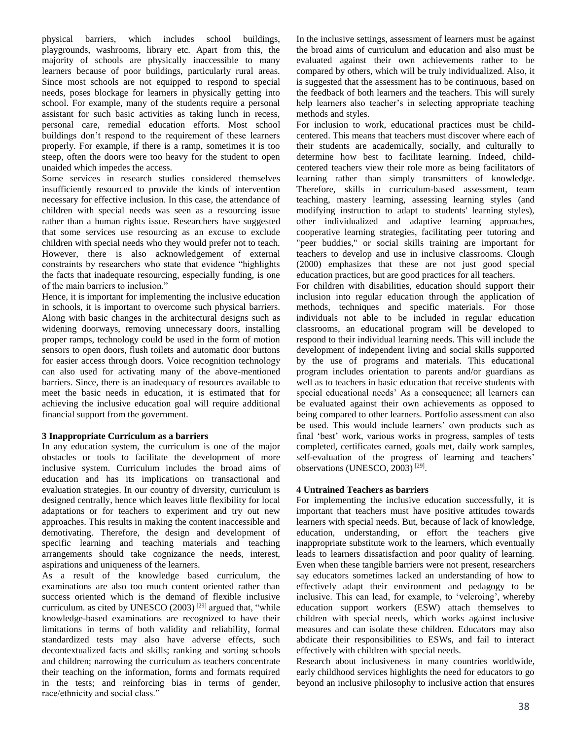physical barriers, which includes school buildings, playgrounds, washrooms, library etc. Apart from this, the majority of schools are physically inaccessible to many learners because of poor buildings, particularly rural areas. Since most schools are not equipped to respond to special needs, poses blockage for learners in physically getting into school. For example, many of the students require a personal assistant for such basic activities as taking lunch in recess, personal care, remedial education efforts. Most school buildings don't respond to the requirement of these learners properly. For example, if there is a ramp, sometimes it is too steep, often the doors were too heavy for the student to open unaided which impedes the access.

Some services in research studies considered themselves insufficiently resourced to provide the kinds of intervention necessary for effective inclusion. In this case, the attendance of children with special needs was seen as a resourcing issue rather than a human rights issue. Researchers have suggested that some services use resourcing as an excuse to exclude children with special needs who they would prefer not to teach. However, there is also acknowledgement of external constraints by researchers who state that evidence "highlights the facts that inadequate resourcing, especially funding, is one of the main barriers to inclusion."

Hence, it is important for implementing the inclusive education in schools, it is important to overcome such physical barriers. Along with basic changes in the architectural designs such as widening doorways, removing unnecessary doors, installing proper ramps, technology could be used in the form of motion sensors to open doors, flush toilets and automatic door buttons for easier access through doors. Voice recognition technology can also used for activating many of the above-mentioned barriers. Since, there is an inadequacy of resources available to meet the basic needs in education, it is estimated that for achieving the inclusive education goal will require additional financial support from the government.

### 3 Inappropriate Curriculum as a barriers

In any education system, the curriculum is one of the major obstacles or tools to facilitate the development of more inclusive system. Curriculum includes the broad aims of education and has its implications on transactional and evaluation strategies. In our country of diversity, curriculum is designed centrally, hence which leaves little flexibility for local adaptations or for teachers to experiment and try out new approaches. This results in making the content inaccessible and demotivating. Therefore, the design and development of specific learning and teaching materials and teaching arrangements should take cognizance the needs, interest, aspirations and uniqueness of the learners.

As a result of the knowledge based curriculum, the examinations are also too much content oriented rather than success oriented which is the demand of flexible inclusive curriculum. as cited by UNESCO (2003) [29] argued that, "while knowledge-based examinations are recognized to have their limitations in terms of both validity and reliability, formal standardized tests may also have adverse effects, such decontextualized facts and skills; ranking and sorting schools and children; narrowing the curriculum as teachers concentrate their teaching on the information, forms and formats required in the tests; and reinforcing bias in terms of gender, race/ethnicity and social class."

In the inclusive settings, assessment of learners must be against the broad aims of curriculum and education and also must be evaluated against their own achievements rather to be compared by others, which will be truly individualized. Also, it is suggested that the assessment has to be continuous, based on the feedback of both learners and the teachers. This will surely help learners also teacher's in selecting appropriate teaching methods and styles.

For inclusion to work, educational practices must be child-centered. This means that teachers must discover where each of their students are academically, socially, and culturally to determine how best to facilitate learning. Indeed, child-centered teachers view their role more as being facilitators of learning rather than simply transmitters of knowledge. Therefore, skills in curriculum-based assessment, team teaching, mastery learning, assessing learning styles (and modifying instruction to adapt to students' learning styles), other individualized and adaptive learning approaches, cooperative learning strategies, facilitating peer tutoring and "peer buddies," or social skills training are important for teachers to develop and use in inclusive classrooms. Clough (2000) emphasizes that these are not just good special education practices, but are good practices for all teachers.

For children with disabilities, education should support their inclusion into regular education through the application of methods, techniques and specific materials. For those individuals not able to be included in regular education classrooms, an educational program will be developed to respond to their individual learning needs. This will include the development of independent living and social skills supported by the use of programs and materials. This educational program includes orientation to parents and/or guardians as well as to teachers in basic education that receive students with special educational needs' As a consequence; all learners can be evaluated against their own achievements as opposed to being compared to other learners. Portfolio assessment can also be used. This would include learners' own products such as final 'best' work, various works in progress, samples of tests completed, certificates earned, goals met, daily work samples, self-evaluation of the progress of learning and teachers' observations (UNESCO, 2003) [29].

### 4 Untrained Teachers as barriers

For implementing the inclusive education successfully, it is important that teachers must have positive attitudes towards learners with special needs. But, because of lack of knowledge, education, understanding, or effort the teachers give inappropriate substitute work to the learners, which eventually leads to learners dissatisfaction and poor quality of learning. Even when these tangible barriers were not present, researchers say educators sometimes lacked an understanding of how to effectively adapt their environment and pedagogy to be inclusive. This can lead, for example, to 'velcroing', whereby education support workers (ESW) attach themselves to children with special needs, which works against inclusive measures and can isolate these children. Educators may also abdicate their responsibilities to ESWs, and fail to interact effectively with children with special needs.

Research about inclusiveness in many countries worldwide, early childhood services highlights the need for educators to go beyond an inclusive philosophy to inclusive action that ensures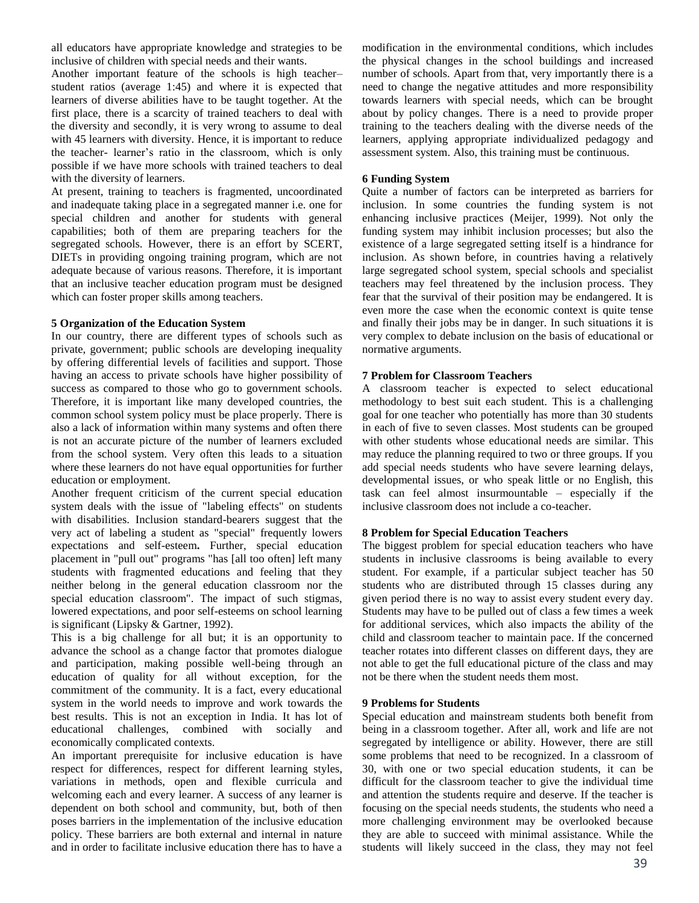all educators have appropriate knowledge and strategies to be inclusive of children with special needs and their wants.

Another important feature of the schools is high teacher–student ratios (average 1:45) and where it is expected that learners of diverse abilities have to be taught together. At the first place, there is a scarcity of trained teachers to deal with the diversity and secondly, it is very wrong to assume to deal with 45 learners with diversity. Hence, it is important to reduce the teacher- learner's ratio in the classroom, which is only possible if we have more schools with trained teachers to deal with the diversity of learners.

At present, training to teachers is fragmented, uncoordinated and inadequate taking place in a segregated manner i.e. one for special children and another for students with general capabilities; both of them are preparing teachers for the segregated schools. However, there is an effort by SCERT, DIETs in providing ongoing training program, which are not adequate because of various reasons. Therefore, it is important that an inclusive teacher education program must be designed which can foster proper skills among teachers.

### 5 Organization of the Education System

In our country, there are different types of schools such as private, government; public schools are developing inequality by offering differential levels of facilities and support. Those having an access to private schools have higher possibility of success as compared to those who go to government schools. Therefore, it is important like many developed countries, the common school system policy must be place properly. There is also a lack of information within many systems and often there is not an accurate picture of the number of learners excluded from the school system. Very often this leads to a situation where these learners do not have equal opportunities for further education or employment.

Another frequent criticism of the current special education system deals with the issue of "labeling effects" on students with disabilities. Inclusion standard-bearers suggest that the very act of labeling a student as "special" frequently lowers expectations and self-esteem**.** Further, special education placement in "pull out" programs "has [all too often] left many students with fragmented educations and feeling that they neither belong in the general education classroom nor the special education classroom". The impact of such stigmas, lowered expectations, and poor self-esteems on school learning is significant (Lipsky & Gartner, 1992).

This is a big challenge for all but; it is an opportunity to advance the school as a change factor that promotes dialogue and participation, making possible well-being through an education of quality for all without exception, for the commitment of the community. It is a fact, every educational system in the world needs to improve and work towards the best results. This is not an exception in India. It has lot of educational challenges, combined with socially and economically complicated contexts.

An important prerequisite for inclusive education is have respect for differences, respect for different learning styles, variations in methods, open and flexible curricula and welcoming each and every learner. A success of any learner is dependent on both school and community, but, both of then poses barriers in the implementation of the inclusive education policy. These barriers are both external and internal in nature and in order to facilitate inclusive education there has to have a modification in the environmental conditions, which includes the physical changes in the school buildings and increased number of schools. Apart from that, very importantly there is a need to change the negative attitudes and more responsibility towards learners with special needs, which can be brought about by policy changes. There is a need to provide proper training to the teachers dealing with the diverse needs of the learners, applying appropriate individualized pedagogy and assessment system. Also, this training must be continuous.

### 6 Funding System

Quite a number of factors can be interpreted as barriers for inclusion. In some countries the funding system is not enhancing inclusive practices (Meijer, 1999). Not only the funding system may inhibit inclusion processes; but also the existence of a large segregated setting itself is a hindrance for inclusion. As shown before, in countries having a relatively large segregated school system, special schools and specialist teachers may feel threatened by the inclusion process. They fear that the survival of their position may be endangered. It is even more the case when the economic context is quite tense and finally their jobs may be in danger. In such situations it is very complex to debate inclusion on the basis of educational or normative arguments.

### 7 Problem for Classroom Teachers

A classroom teacher is expected to select educational methodology to best suit each student. This is a challenging goal for one teacher who potentially has more than 30 students in each of five to seven classes. Most students can be grouped with other students whose educational needs are similar. This may reduce the planning required to two or three groups. If you add special needs students who have severe learning delays, developmental issues, or who speak little or no English, this task can feel almost insurmountable – especially if the inclusive classroom does not include a co-teacher.

### 8 Problem for Special Education Teachers

The biggest problem for special education teachers who have students in inclusive classrooms is being available to every student. For example, if a particular subject teacher has 50 students who are distributed through 15 classes during any given period there is no way to assist every student every day. Students may have to be pulled out of class a few times a week for additional services, which also impacts the ability of the child and classroom teacher to maintain pace. If the concerned teacher rotates into different classes on different days, they are not able to get the full educational picture of the class and may not be there when the student needs them most.

### 9 Problems for Students

Special education and mainstream students both benefit from being in a classroom together. After all, work and life are not segregated by intelligence or ability. However, there are still some problems that need to be recognized. In a classroom of 30, with one or two special education students, it can be difficult for the classroom teacher to give the individual time and attention the students require and deserve. If the teacher is focusing on the special needs students, the students who need a more challenging environment may be overlooked because they are able to succeed with minimal assistance. While the students will likely succeed in the class, they may not feel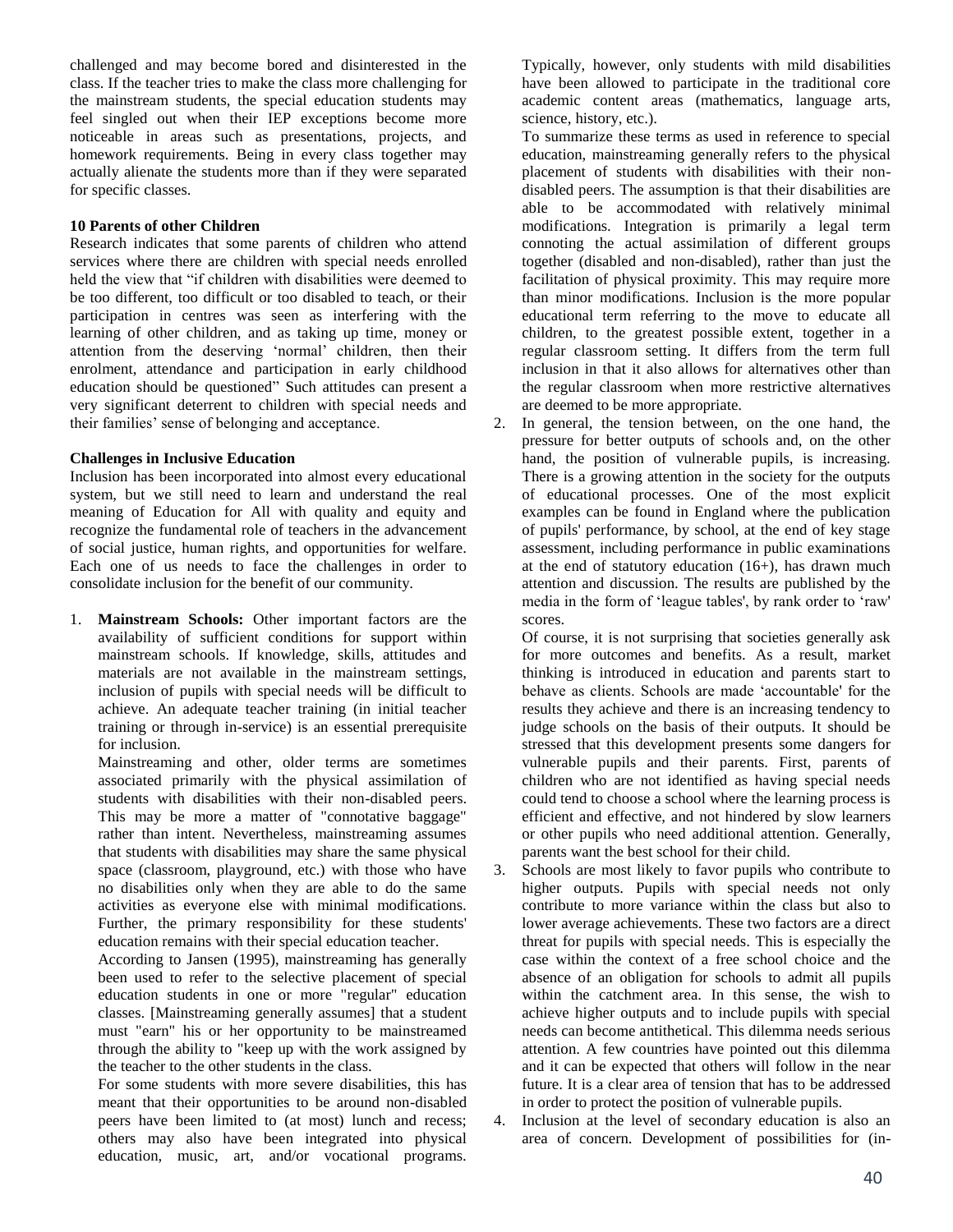challenged and may become bored and disinterested in the class. If the teacher tries to make the class more challenging for the mainstream students, the special education students may feel singled out when their IEP exceptions become more noticeable in areas such as presentations, projects, and homework requirements. Being in every class together may actually alienate the students more than if they were separated for specific classes.

**10 Parents of other Children**

Research indicates that some parents of children who attend services where there are children with special needs enrolled held the view that "if children with disabilities were deemed to be too different, too difficult or too disabled to teach, or their participation in centres was seen as interfering with the learning of other children, and as taking up time, money or attention from the deserving 'normal' children, then their enrolment, attendance and participation in early childhood education should be questioned" Such attitudes can present a very significant deterrent to children with special needs and their families' sense of belonging and acceptance.

**Challenges in Inclusive Education**

Inclusion has been incorporated into almost every educational system, but we still need to learn and understand the real meaning of Education for All with quality and equity and recognize the fundamental role of teachers in the advancement of social justice, human rights, and opportunities for welfare. Each one of us needs to face the challenges in order to consolidate inclusion for the benefit of our community.

1. **Mainstream Schools:** Other important factors are the availability of sufficient conditions for support within mainstream schools. If knowledge, skills, attitudes and materials are not available in the mainstream settings, inclusion of pupils with special needs will be difficult to achieve. An adequate teacher training (in initial teacher training or through in-service) is an essential prerequisite for inclusion.

   Mainstreaming and other, older terms are sometimes associated primarily with the physical assimilation of students with disabilities with their non-disabled peers. This may be more a matter of "connotative baggage" rather than intent. Nevertheless, mainstreaming assumes that students with disabilities may share the same physical space (classroom, playground, etc.) with those who have no disabilities only when they are able to do the same activities as everyone else with minimal modifications. Further, the primary responsibility for these students' education remains with their special education teacher.

   According to Jansen (1995), mainstreaming has generally been used to refer to the selective placement of special education students in one or more "regular" education classes. [Mainstreaming generally assumes] that a student must "earn" his or her opportunity to be mainstreamed through the ability to "keep up with the work assigned by the teacher to the other students in the class.

   For some students with more severe disabilities, this has meant that their opportunities to be around non-disabled peers have been limited to (at most) lunch and recess; others may also have been integrated into physical education, music, art, and/or vocational programs. Typically, however, only students with mild disabilities have been allowed to participate in the traditional core academic content areas (mathematics, language arts, science, history, etc.).

   To summarize these terms as used in reference to special education, mainstreaming generally refers to the physical placement of students with disabilities with their non-disabled peers. The assumption is that their disabilities are able to be accommodated with relatively minimal modifications. Integration is primarily a legal term connoting the actual assimilation of different groups together (disabled and non-disabled), rather than just the facilitation of physical proximity. This may require more than minor modifications. Inclusion is the more popular educational term referring to the move to educate all children, to the greatest possible extent, together in a regular classroom setting. It differs from the term full inclusion in that it also allows for alternatives other than the regular classroom when more restrictive alternatives are deemed to be more appropriate.

2. In general, the tension between, on the one hand, the pressure for better outputs of schools and, on the other hand, the position of vulnerable pupils, is increasing. There is a growing attention in the society for the outputs of educational processes. One of the most explicit examples can be found in England where the publication of pupils' performance, by school, at the end of key stage assessment, including performance in public examinations at the end of statutory education (16+), has drawn much attention and discussion. The results are published by the media in the form of 'league tables', by rank order to 'raw' scores.

   Of course, it is not surprising that societies generally ask for more outcomes and benefits. As a result, market thinking is introduced in education and parents start to behave as clients. Schools are made 'accountable' for the results they achieve and there is an increasing tendency to judge schools on the basis of their outputs. It should be stressed that this development presents some dangers for vulnerable pupils and their parents. First, parents of children who are not identified as having special needs could tend to choose a school where the learning process is efficient and effective, and not hindered by slow learners or other pupils who need additional attention. Generally, parents want the best school for their child.

3. Schools are most likely to favor pupils who contribute to higher outputs. Pupils with special needs not only contribute to more variance within the class but also to lower average achievements. These two factors are a direct threat for pupils with special needs. This is especially the case within the context of a free school choice and the absence of an obligation for schools to admit all pupils within the catchment area. In this sense, the wish to achieve higher outputs and to include pupils with special needs can become antithetical. This dilemma needs serious attention. A few countries have pointed out this dilemma and it can be expected that others will follow in the near future. It is a clear area of tension that has to be addressed in order to protect the position of vulnerable pupils.

4. Inclusion at the level of secondary education is also an area of concern. Development of possibilities for (in-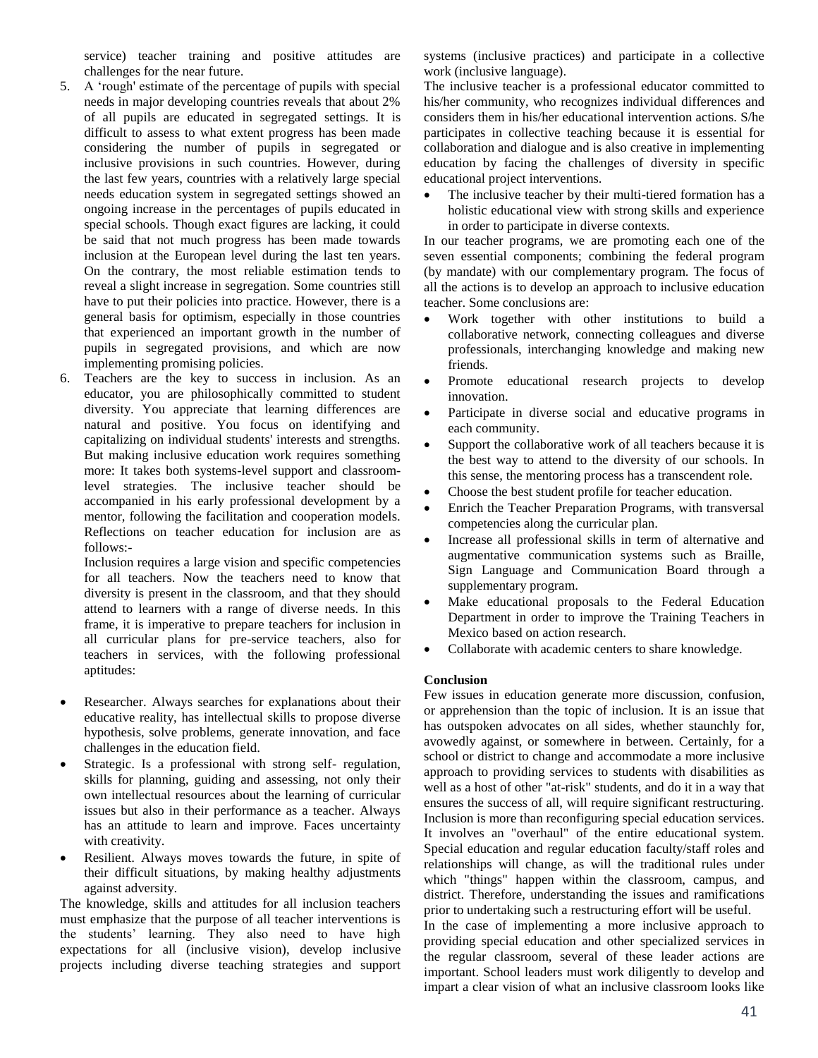service) teacher training and positive attitudes are challenges for the near future.

5. A 'rough' estimate of the percentage of pupils with special needs in major developing countries reveals that about 2% of all pupils are educated in segregated settings. It is difficult to assess to what extent progress has been made considering the number of pupils in segregated or inclusive provisions in such countries. However, during the last few years, countries with a relatively large special needs education system in segregated settings showed an ongoing increase in the percentages of pupils educated in special schools. Though exact figures are lacking, it could be said that not much progress has been made towards inclusion at the European level during the last ten years. On the contrary, the most reliable estimation tends to reveal a slight increase in segregation. Some countries still have to put their policies into practice. However, there is a general basis for optimism, especially in those countries that experienced an important growth in the number of pupils in segregated provisions, and which are now implementing promising policies.
6. Teachers are the key to success in inclusion. As an educator, you are philosophically committed to student diversity. You appreciate that learning differences are natural and positive. You focus on identifying and capitalizing on individual students' interests and strengths. But making inclusive education work requires something more: It takes both systems-level support and classroom-level strategies. The inclusive teacher should be accompanied in his early professional development by a mentor, following the facilitation and cooperation models. Reflections on teacher education for inclusion are as follows:-

   Inclusion requires a large vision and specific competencies for all teachers. Now the teachers need to know that diversity is present in the classroom, and that they should attend to learners with a range of diverse needs. In this frame, it is imperative to prepare teachers for inclusion in all curricular plans for pre-service teachers, also for teachers in services, with the following professional aptitudes:

- Researcher. Always searches for explanations about their educative reality, has intellectual skills to propose diverse hypothesis, solve problems, generate innovation, and face challenges in the education field.
- Strategic. Is a professional with strong self- regulation, skills for planning, guiding and assessing, not only their own intellectual resources about the learning of curricular issues but also in their performance as a teacher. Always has an attitude to learn and improve. Faces uncertainty with creativity.
- Resilient. Always moves towards the future, in spite of their difficult situations, by making healthy adjustments against adversity.

The knowledge, skills and attitudes for all inclusion teachers must emphasize that the purpose of all teacher interventions is the students' learning. They also need to have high expectations for all (inclusive vision), develop inclusive projects including diverse teaching strategies and support systems (inclusive practices) and participate in a collective work (inclusive language).

The inclusive teacher is a professional educator committed to his/her community, who recognizes individual differences and considers them in his/her educational intervention actions. S/he participates in collective teaching because it is essential for collaboration and dialogue and is also creative in implementing education by facing the challenges of diversity in specific educational project interventions.

- The inclusive teacher by their multi-tiered formation has a holistic educational view with strong skills and experience in order to participate in diverse contexts.

In our teacher programs, we are promoting each one of the seven essential components; combining the federal program (by mandate) with our complementary program. The focus of all the actions is to develop an approach to inclusive education teacher. Some conclusions are:

- Work together with other institutions to build a collaborative network, connecting colleagues and diverse professionals, interchanging knowledge and making new friends.
- Promote educational research projects to develop innovation.
- Participate in diverse social and educative programs in each community.
- Support the collaborative work of all teachers because it is the best way to attend to the diversity of our schools. In this sense, the mentoring process has a transcendent role.
- Choose the best student profile for teacher education.
- Enrich the Teacher Preparation Programs, with transversal competencies along the curricular plan.
- Increase all professional skills in term of alternative and augmentative communication systems such as Braille, Sign Language and Communication Board through a supplementary program.
- Make educational proposals to the Federal Education Department in order to improve the Training Teachers in Mexico based on action research.
- Collaborate with academic centers to share knowledge.

**Conclusion**

Few issues in education generate more discussion, confusion, or apprehension than the topic of inclusion. It is an issue that has outspoken advocates on all sides, whether staunchly for, avowedly against, or somewhere in between. Certainly, for a school or district to change and accommodate a more inclusive approach to providing services to students with disabilities as well as a host of other "at-risk" students, and do it in a way that ensures the success of all, will require significant restructuring. Inclusion is more than reconfiguring special education services. It involves an "overhaul" of the entire educational system. Special education and regular education faculty/staff roles and relationships will change, as will the traditional rules under which "things" happen within the classroom, campus, and district. Therefore, understanding the issues and ramifications prior to undertaking such a restructuring effort will be useful.

In the case of implementing a more inclusive approach to providing special education and other specialized services in the regular classroom, several of these leader actions are important. School leaders must work diligently to develop and impart a clear vision of what an inclusive classroom looks like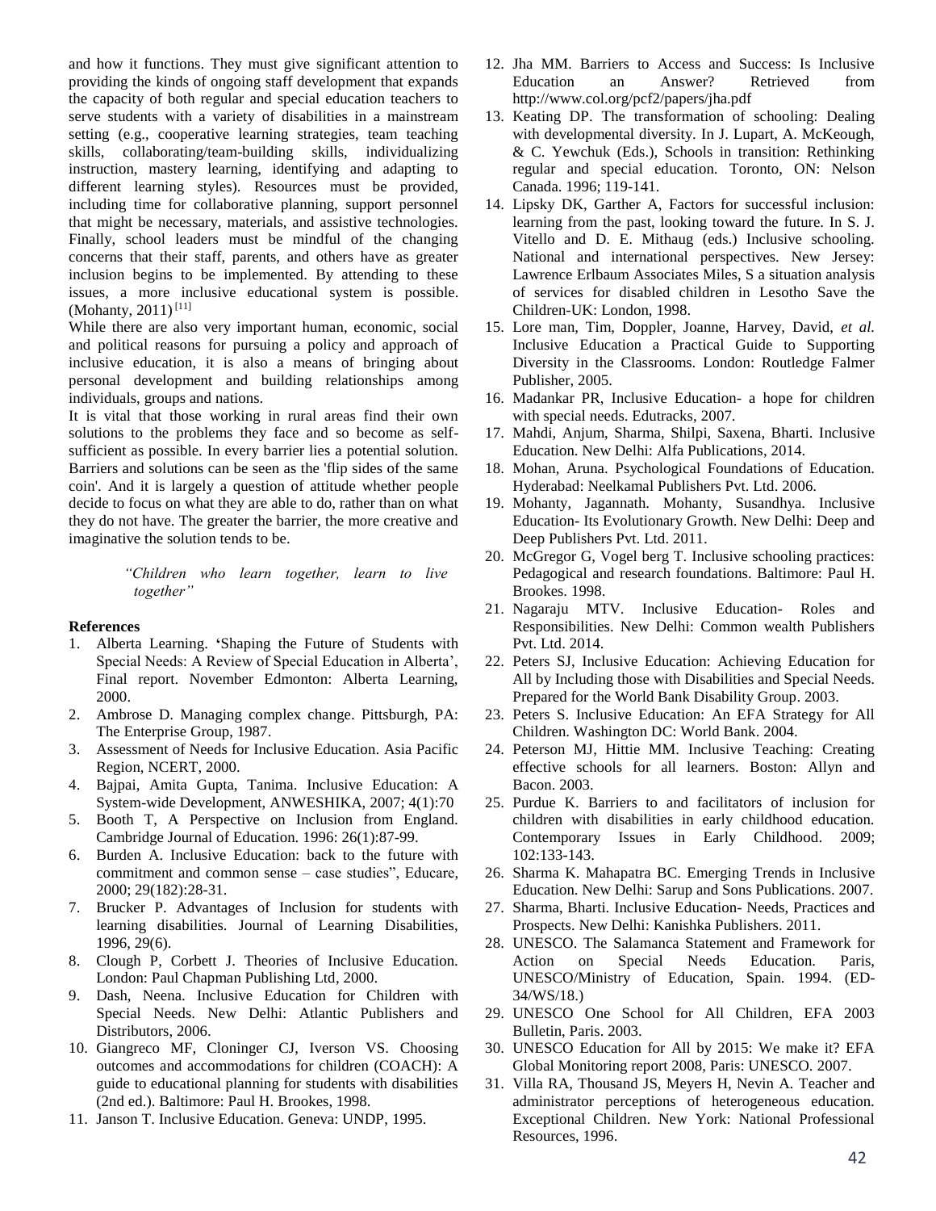and how it functions. They must give significant attention to providing the kinds of ongoing staff development that expands the capacity of both regular and special education teachers to serve students with a variety of disabilities in a mainstream setting (e.g., cooperative learning strategies, team teaching skills, collaborating/team-building skills, individualizing instruction, mastery learning, identifying and adapting to different learning styles). Resources must be provided, including time for collaborative planning, support personnel that might be necessary, materials, and assistive technologies. Finally, school leaders must be mindful of the changing concerns that their staff, parents, and others have as greater inclusion begins to be implemented. By attending to these issues, a more inclusive educational system is possible. (Mohanty, 2011) [11]

While there are also very important human, economic, social and political reasons for pursuing a policy and approach of inclusive education, it is also a means of bringing about personal development and building relationships among individuals, groups and nations.

It is vital that those working in rural areas find their own solutions to the problems they face and so become as self-sufficient as possible. In every barrier lies a potential solution. Barriers and solutions can be seen as the 'flip sides of the same coin'. And it is largely a question of attitude whether people decide to focus on what they are able to do, rather than on what they do not have. The greater the barrier, the more creative and imaginative the solution tends to be.

> *"Children who learn together, learn to live together"*

**References**

1. Alberta Learning. 'Shaping the Future of Students with Special Needs: A Review of Special Education in Alberta', Final report. November Edmonton: Alberta Learning, 2000.
2. Ambrose D. Managing complex change. Pittsburgh, PA: The Enterprise Group, 1987.
3. Assessment of Needs for Inclusive Education. Asia Pacific Region, NCERT, 2000.
4. Bajpai, Amita Gupta, Tanima. Inclusive Education: A System-wide Development, ANWESHIKA, 2007; 4(1):70
5. Booth T, A Perspective on Inclusion from England. Cambridge Journal of Education. 1996: 26(1):87-99.
6. Burden A. Inclusive Education: back to the future with commitment and common sense – case studies", Educare, 2000; 29(182):28-31.
7. Brucker P. Advantages of Inclusion for students with learning disabilities. Journal of Learning Disabilities, 1996, 29(6).
8. Clough P, Corbett J. Theories of Inclusive Education. London: Paul Chapman Publishing Ltd, 2000.
9. Dash, Neena. Inclusive Education for Children with Special Needs. New Delhi: Atlantic Publishers and Distributors, 2006.
10. Giangreco MF, Cloninger CJ, Iverson VS. Choosing outcomes and accommodations for children (COACH): A guide to educational planning for students with disabilities (2nd ed.). Baltimore: Paul H. Brookes, 1998.
11. Janson T. Inclusive Education. Geneva: UNDP, 1995.
12. Jha MM. Barriers to Access and Success: Is Inclusive Education an Answer? Retrieved from http://www.col.org/pcf2/papers/jha.pdf
13. Keating DP. The transformation of schooling: Dealing with developmental diversity. In J. Lupart, A. McKeough, & C. Yewchuk (Eds.), Schools in transition: Rethinking regular and special education. Toronto, ON: Nelson Canada. 1996; 119-141.
14. Lipsky DK, Garther A, Factors for successful inclusion: learning from the past, looking toward the future. In S. J. Vitello and D. E. Mithaug (eds.) Inclusive schooling. National and international perspectives. New Jersey: Lawrence Erlbaum Associates Miles, S a situation analysis of services for disabled children in Lesotho Save the Children-UK: London, 1998.
15. Lore man, Tim, Doppler, Joanne, Harvey, David, *et al.* Inclusive Education a Practical Guide to Supporting Diversity in the Classrooms. London: Routledge Falmer Publisher, 2005.
16. Madankar PR, Inclusive Education- a hope for children with special needs. Edutracks, 2007.
17. Mahdi, Anjum, Sharma, Shilpi, Saxena, Bharti. Inclusive Education. New Delhi: Alfa Publications, 2014.
18. Mohan, Aruna. Psychological Foundations of Education. Hyderabad: Neelkamal Publishers Pvt. Ltd. 2006.
19. Mohanty, Jagannath. Mohanty, Susandhya. Inclusive Education- Its Evolutionary Growth. New Delhi: Deep and Deep Publishers Pvt. Ltd. 2011.
20. McGregor G, Vogel berg T. Inclusive schooling practices: Pedagogical and research foundations. Baltimore: Paul H. Brookes. 1998.
21. Nagaraju MTV. Inclusive Education- Roles and Responsibilities. New Delhi: Common wealth Publishers Pvt. Ltd. 2014.
22. Peters SJ, Inclusive Education: Achieving Education for All by Including those with Disabilities and Special Needs. Prepared for the World Bank Disability Group. 2003.
23. Peters S. Inclusive Education: An EFA Strategy for All Children. Washington DC: World Bank. 2004.
24. Peterson MJ, Hittie MM. Inclusive Teaching: Creating effective schools for all learners. Boston: Allyn and Bacon. 2003.
25. Purdue K. Barriers to and facilitators of inclusion for children with disabilities in early childhood education. Contemporary Issues in Early Childhood. 2009; 102:133-143.
26. Sharma K. Mahapatra BC. Emerging Trends in Inclusive Education. New Delhi: Sarup and Sons Publications. 2007.
27. Sharma, Bharti. Inclusive Education- Needs, Practices and Prospects. New Delhi: Kanishka Publishers. 2011.
28. UNESCO. The Salamanca Statement and Framework for Action on Special Needs Education. Paris, UNESCO/Ministry of Education, Spain. 1994. (ED-34/WS/18.)
29. UNESCO One School for All Children, EFA 2003 Bulletin, Paris. 2003.
30. UNESCO Education for All by 2015: We make it? EFA Global Monitoring report 2008, Paris: UNESCO. 2007.
31. Villa RA, Thousand JS, Meyers H, Nevin A. Teacher and administrator perceptions of heterogeneous education. Exceptional Children. New York: National Professional Resources, 1996.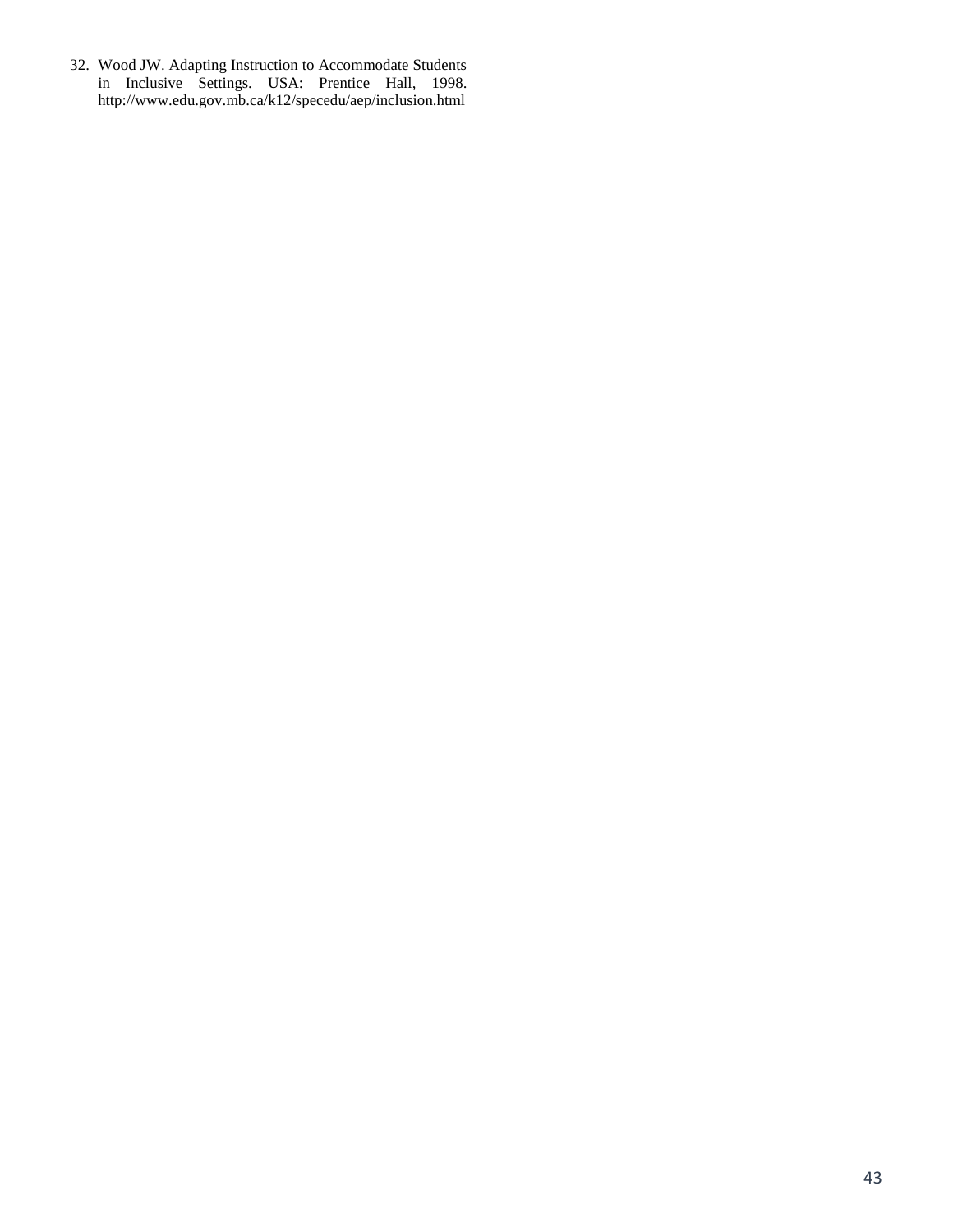32. Wood JW. Adapting Instruction to Accommodate Students in Inclusive Settings. USA: Prentice Hall, 1998. http://www.edu.gov.mb.ca/k12/specedu/aep/inclusion.html